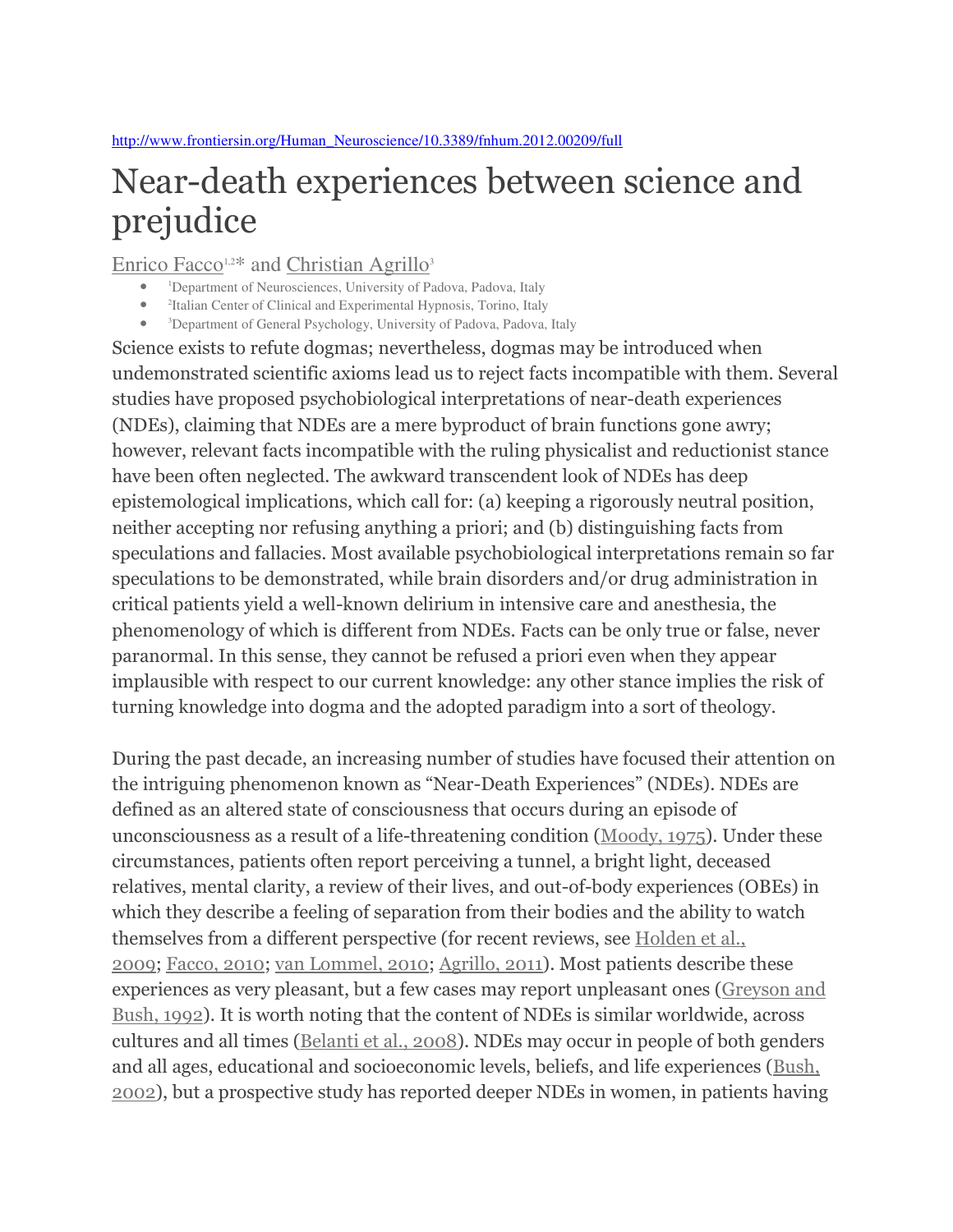http://www.frontiersin.org/Human_Neuroscience/10.3389/fnhum.2012.00209/full

# Near-death experiences between science and prejudice

Enrico Facco[1,2]* and Christian Agrillo[3]

- [1]Department of Neurosciences, University of Padova, Padova, Italy
- [2]Italian Center of Clinical and Experimental Hypnosis, Torino, Italy
- [3]Department of General Psychology, University of Padova, Padova, Italy

Science exists to refute dogmas; nevertheless, dogmas may be introduced when undemonstrated scientific axioms lead us to reject facts incompatible with them. Several studies have proposed psychobiological interpretations of near-death experiences (NDEs), claiming that NDEs are a mere byproduct of brain functions gone awry; however, relevant facts incompatible with the ruling physicalist and reductionist stance have been often neglected. The awkward transcendent look of NDEs has deep epistemological implications, which call for: (a) keeping a rigorously neutral position, neither accepting nor refusing anything a priori; and (b) distinguishing facts from speculations and fallacies. Most available psychobiological interpretations remain so far speculations to be demonstrated, while brain disorders and/or drug administration in critical patients yield a well-known delirium in intensive care and anesthesia, the phenomenology of which is different from NDEs. Facts can be only true or false, never paranormal. In this sense, they cannot be refused a priori even when they appear implausible with respect to our current knowledge: any other stance implies the risk of turning knowledge into dogma and the adopted paradigm into a sort of theology.

During the past decade, an increasing number of studies have focused their attention on the intriguing phenomenon known as "Near-Death Experiences" (NDEs). NDEs are defined as an altered state of consciousness that occurs during an episode of unconsciousness as a result of a life-threatening condition (Moody, 1975). Under these circumstances, patients often report perceiving a tunnel, a bright light, deceased relatives, mental clarity, a review of their lives, and out-of-body experiences (OBEs) in which they describe a feeling of separation from their bodies and the ability to watch themselves from a different perspective (for recent reviews, see Holden et al., 2009; Facco, 2010; van Lommel, 2010; Agrillo, 2011). Most patients describe these experiences as very pleasant, but a few cases may report unpleasant ones (Greyson and Bush, 1992). It is worth noting that the content of NDEs is similar worldwide, across cultures and all times (Belanti et al., 2008). NDEs may occur in people of both genders and all ages, educational and socioeconomic levels, beliefs, and life experiences (Bush, 2002), but a prospective study has reported deeper NDEs in women, in patients having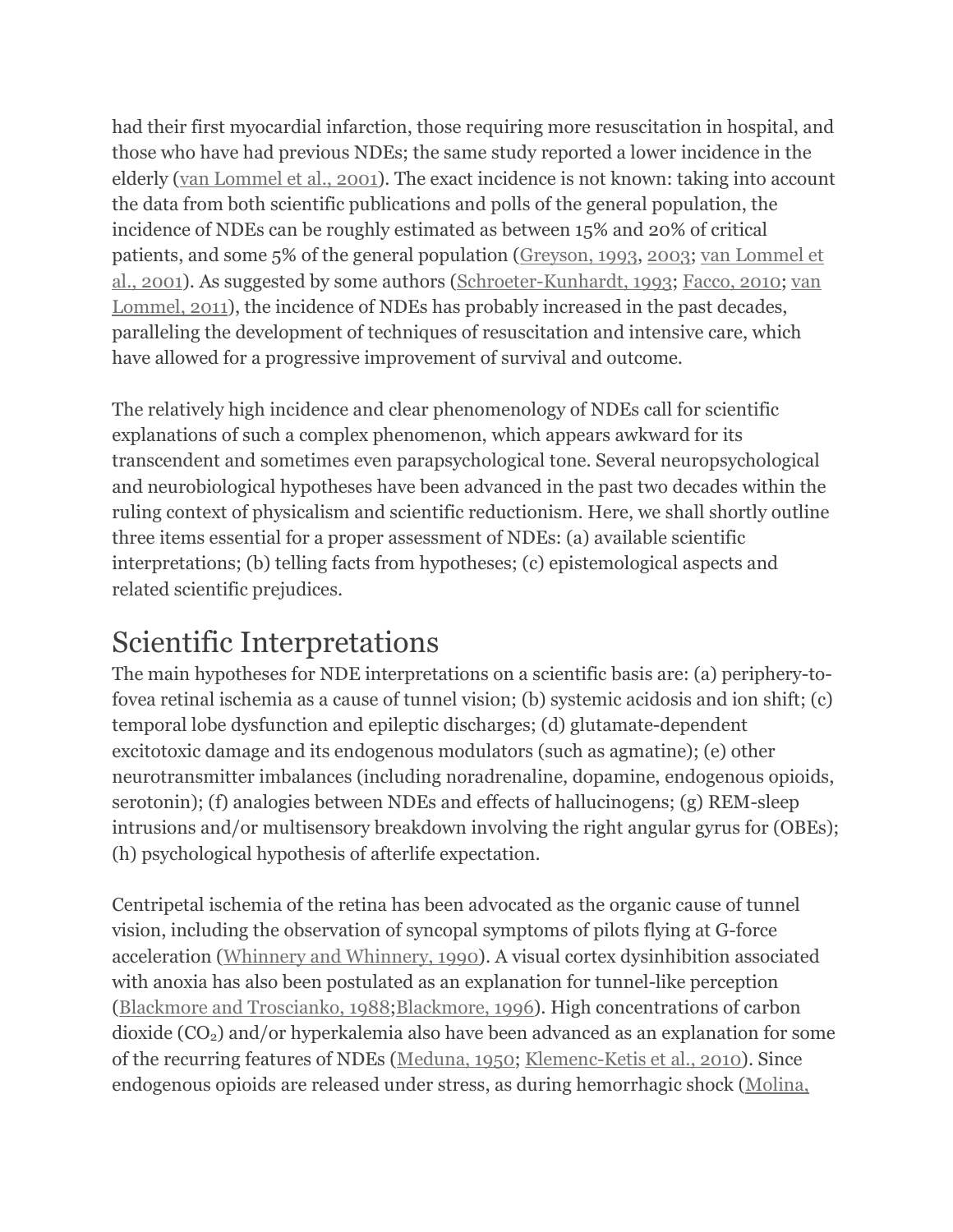had their first myocardial infarction, those requiring more resuscitation in hospital, and those who have had previous NDEs; the same study reported a lower incidence in the elderly (van Lommel et al., 2001). The exact incidence is not known: taking into account the data from both scientific publications and polls of the general population, the incidence of NDEs can be roughly estimated as between 15% and 20% of critical patients, and some 5% of the general population (Greyson, 1993, 2003; van Lommel et al., 2001). As suggested by some authors (Schroeter-Kunhardt, 1993; Facco, 2010; van Lommel, 2011), the incidence of NDEs has probably increased in the past decades, paralleling the development of techniques of resuscitation and intensive care, which have allowed for a progressive improvement of survival and outcome.

The relatively high incidence and clear phenomenology of NDEs call for scientific explanations of such a complex phenomenon, which appears awkward for its transcendent and sometimes even parapsychological tone. Several neuropsychological and neurobiological hypotheses have been advanced in the past two decades within the ruling context of physicalism and scientific reductionism. Here, we shall shortly outline three items essential for a proper assessment of NDEs: (a) available scientific interpretations; (b) telling facts from hypotheses; (c) epistemological aspects and related scientific prejudices.

# Scientific Interpretations

The main hypotheses for NDE interpretations on a scientific basis are: (a) periphery-to-fovea retinal ischemia as a cause of tunnel vision; (b) systemic acidosis and ion shift; (c) temporal lobe dysfunction and epileptic discharges; (d) glutamate-dependent excitotoxic damage and its endogenous modulators (such as agmatine); (e) other neurotransmitter imbalances (including noradrenaline, dopamine, endogenous opioids, serotonin); (f) analogies between NDEs and effects of hallucinogens; (g) REM-sleep intrusions and/or multisensory breakdown involving the right angular gyrus for (OBEs); (h) psychological hypothesis of afterlife expectation.

Centripetal ischemia of the retina has been advocated as the organic cause of tunnel vision, including the observation of syncopal symptoms of pilots flying at G-force acceleration (Whinnery and Whinnery, 1990). A visual cortex dysinhibition associated with anoxia has also been postulated as an explanation for tunnel-like perception (Blackmore and Troscianko, 1988;Blackmore, 1996). High concentrations of carbon dioxide ($CO_2$) and/or hyperkalemia also have been advanced as an explanation for some of the recurring features of NDEs (Meduna, 1950; Klemenc-Ketis et al., 2010). Since endogenous opioids are released under stress, as during hemorrhagic shock (Molina,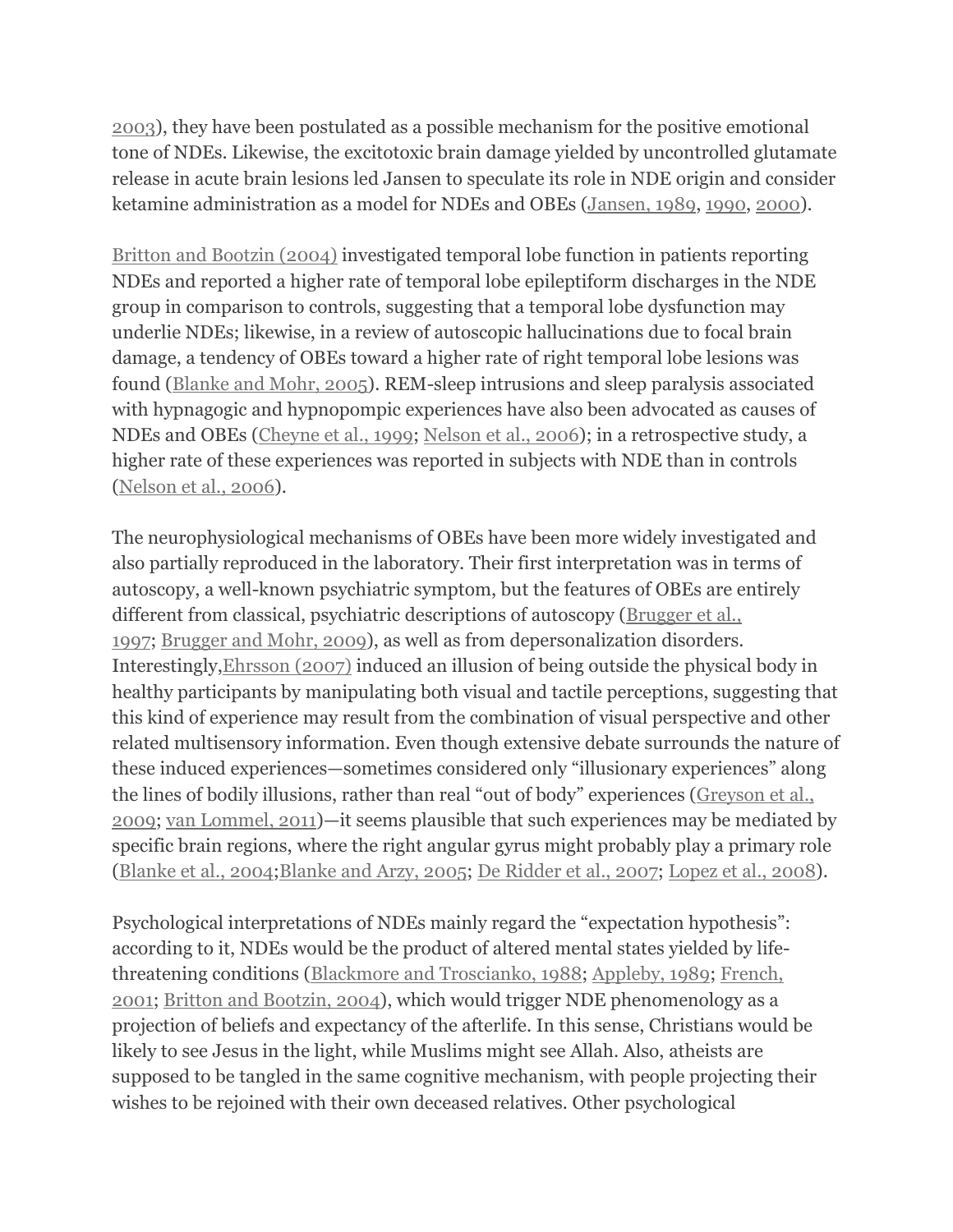2003), they have been postulated as a possible mechanism for the positive emotional tone of NDEs. Likewise, the excitotoxic brain damage yielded by uncontrolled glutamate release in acute brain lesions led Jansen to speculate its role in NDE origin and consider ketamine administration as a model for NDEs and OBEs (Jansen, 1989, 1990, 2000).

Britton and Bootzin (2004) investigated temporal lobe function in patients reporting NDEs and reported a higher rate of temporal lobe epileptiform discharges in the NDE group in comparison to controls, suggesting that a temporal lobe dysfunction may underlie NDEs; likewise, in a review of autoscopic hallucinations due to focal brain damage, a tendency of OBEs toward a higher rate of right temporal lobe lesions was found (Blanke and Mohr, 2005). REM-sleep intrusions and sleep paralysis associated with hypnagogic and hypnopompic experiences have also been advocated as causes of NDEs and OBEs (Cheyne et al., 1999; Nelson et al., 2006); in a retrospective study, a higher rate of these experiences was reported in subjects with NDE than in controls (Nelson et al., 2006).

The neurophysiological mechanisms of OBEs have been more widely investigated and also partially reproduced in the laboratory. Their first interpretation was in terms of autoscopy, a well-known psychiatric symptom, but the features of OBEs are entirely different from classical, psychiatric descriptions of autoscopy (Brugger et al., 1997; Brugger and Mohr, 2009), as well as from depersonalization disorders. Interestingly,Ehrsson (2007) induced an illusion of being outside the physical body in healthy participants by manipulating both visual and tactile perceptions, suggesting that this kind of experience may result from the combination of visual perspective and other related multisensory information. Even though extensive debate surrounds the nature of these induced experiences—sometimes considered only "illusionary experiences" along the lines of bodily illusions, rather than real "out of body" experiences (Greyson et al., 2009; van Lommel, 2011)—it seems plausible that such experiences may be mediated by specific brain regions, where the right angular gyrus might probably play a primary role (Blanke et al., 2004;Blanke and Arzy, 2005; De Ridder et al., 2007; Lopez et al., 2008).

Psychological interpretations of NDEs mainly regard the "expectation hypothesis": according to it, NDEs would be the product of altered mental states yielded by life-threatening conditions (Blackmore and Troscianko, 1988; Appleby, 1989; French, 2001; Britton and Bootzin, 2004), which would trigger NDE phenomenology as a projection of beliefs and expectancy of the afterlife. In this sense, Christians would be likely to see Jesus in the light, while Muslims might see Allah. Also, atheists are supposed to be tangled in the same cognitive mechanism, with people projecting their wishes to be rejoined with their own deceased relatives. Other psychological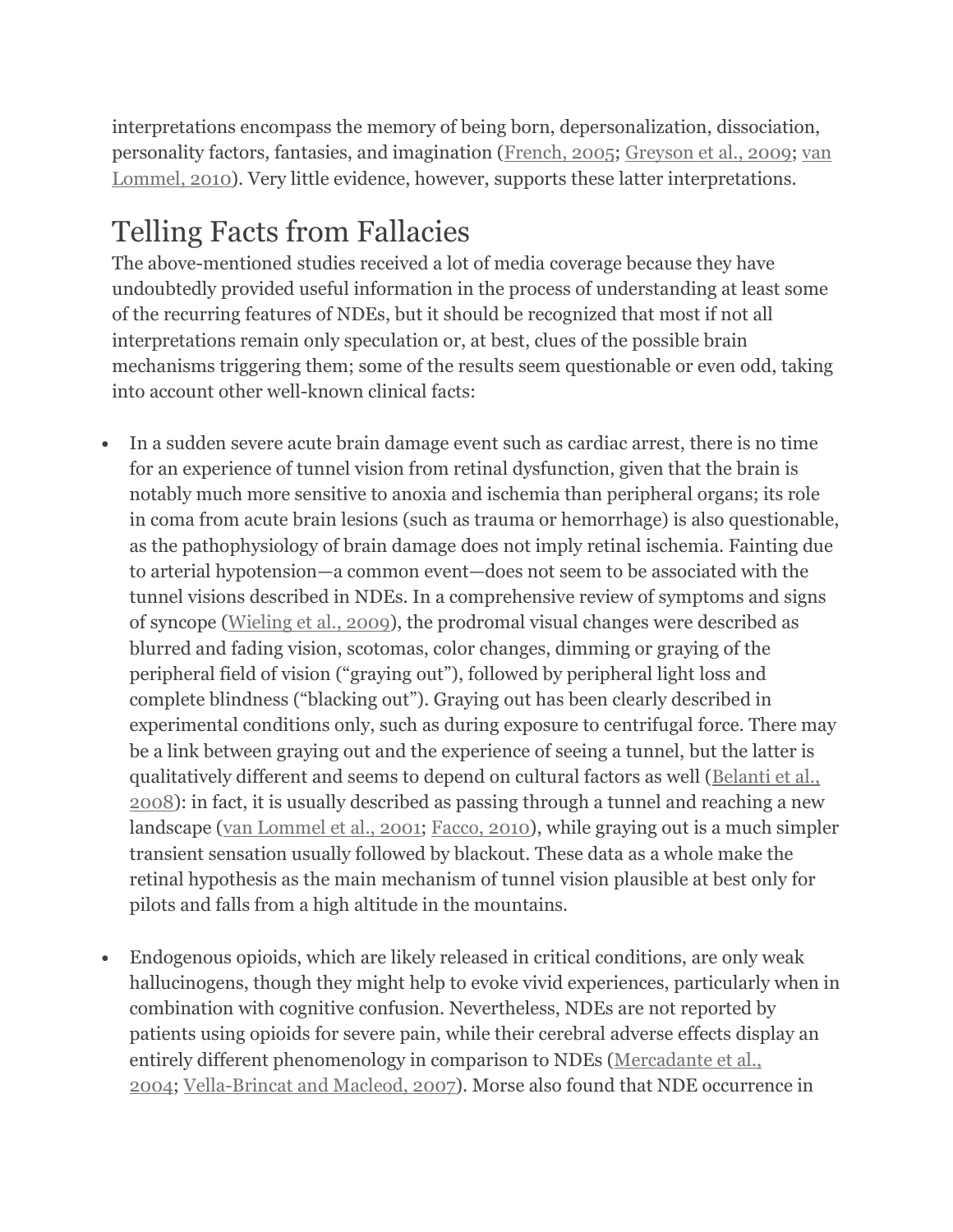interpretations encompass the memory of being born, depersonalization, dissociation, personality factors, fantasies, and imagination (French, 2005; Greyson et al., 2009; van Lommel, 2010). Very little evidence, however, supports these latter interpretations.

## Telling Facts from Fallacies

The above-mentioned studies received a lot of media coverage because they have undoubtedly provided useful information in the process of understanding at least some of the recurring features of NDEs, but it should be recognized that most if not all interpretations remain only speculation or, at best, clues of the possible brain mechanisms triggering them; some of the results seem questionable or even odd, taking into account other well-known clinical facts:

- In a sudden severe acute brain damage event such as cardiac arrest, there is no time for an experience of tunnel vision from retinal dysfunction, given that the brain is notably much more sensitive to anoxia and ischemia than peripheral organs; its role in coma from acute brain lesions (such as trauma or hemorrhage) is also questionable, as the pathophysiology of brain damage does not imply retinal ischemia. Fainting due to arterial hypotension—a common event—does not seem to be associated with the tunnel visions described in NDEs. In a comprehensive review of symptoms and signs of syncope (Wieling et al., 2009), the prodromal visual changes were described as blurred and fading vision, scotomas, color changes, dimming or graying of the peripheral field of vision ("graying out"), followed by peripheral light loss and complete blindness ("blacking out"). Graying out has been clearly described in experimental conditions only, such as during exposure to centrifugal force. There may be a link between graying out and the experience of seeing a tunnel, but the latter is qualitatively different and seems to depend on cultural factors as well (Belanti et al., 2008): in fact, it is usually described as passing through a tunnel and reaching a new landscape (van Lommel et al., 2001; Facco, 2010), while graying out is a much simpler transient sensation usually followed by blackout. These data as a whole make the retinal hypothesis as the main mechanism of tunnel vision plausible at best only for pilots and falls from a high altitude in the mountains.

- Endogenous opioids, which are likely released in critical conditions, are only weak hallucinogens, though they might help to evoke vivid experiences, particularly when in combination with cognitive confusion. Nevertheless, NDEs are not reported by patients using opioids for severe pain, while their cerebral adverse effects display an entirely different phenomenology in comparison to NDEs (Mercadante et al., 2004; Vella-Brincat and Macleod, 2007). Morse also found that NDE occurrence in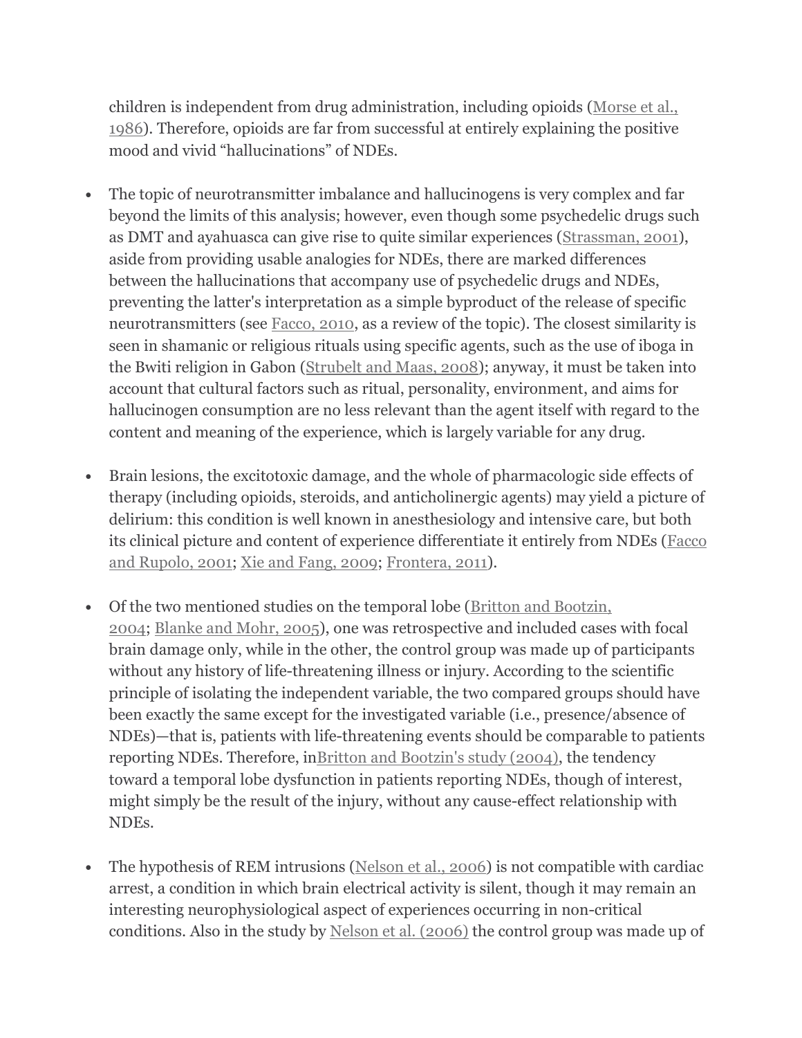children is independent from drug administration, including opioids (Morse et al., 1986). Therefore, opioids are far from successful at entirely explaining the positive mood and vivid "hallucinations" of NDEs.

- The topic of neurotransmitter imbalance and hallucinogens is very complex and far beyond the limits of this analysis; however, even though some psychedelic drugs such as DMT and ayahuasca can give rise to quite similar experiences (Strassman, 2001), aside from providing usable analogies for NDEs, there are marked differences between the hallucinations that accompany use of psychedelic drugs and NDEs, preventing the latter's interpretation as a simple byproduct of the release of specific neurotransmitters (see Facco, 2010, as a review of the topic). The closest similarity is seen in shamanic or religious rituals using specific agents, such as the use of iboga in the Bwiti religion in Gabon (Strubelt and Maas, 2008); anyway, it must be taken into account that cultural factors such as ritual, personality, environment, and aims for hallucinogen consumption are no less relevant than the agent itself with regard to the content and meaning of the experience, which is largely variable for any drug.

- Brain lesions, the excitotoxic damage, and the whole of pharmacologic side effects of therapy (including opioids, steroids, and anticholinergic agents) may yield a picture of delirium: this condition is well known in anesthesiology and intensive care, but both its clinical picture and content of experience differentiate it entirely from NDEs (Facco and Rupolo, 2001; Xie and Fang, 2009; Frontera, 2011).

- Of the two mentioned studies on the temporal lobe (Britton and Bootzin, 2004; Blanke and Mohr, 2005), one was retrospective and included cases with focal brain damage only, while in the other, the control group was made up of participants without any history of life-threatening illness or injury. According to the scientific principle of isolating the independent variable, the two compared groups should have been exactly the same except for the investigated variable (i.e., presence/absence of NDEs)—that is, patients with life-threatening events should be comparable to patients reporting NDEs. Therefore, inBritton and Bootzin's study (2004), the tendency toward a temporal lobe dysfunction in patients reporting NDEs, though of interest, might simply be the result of the injury, without any cause-effect relationship with NDEs.

- The hypothesis of REM intrusions (Nelson et al., 2006) is not compatible with cardiac arrest, a condition in which brain electrical activity is silent, though it may remain an interesting neurophysiological aspect of experiences occurring in non-critical conditions. Also in the study by Nelson et al. (2006) the control group was made up of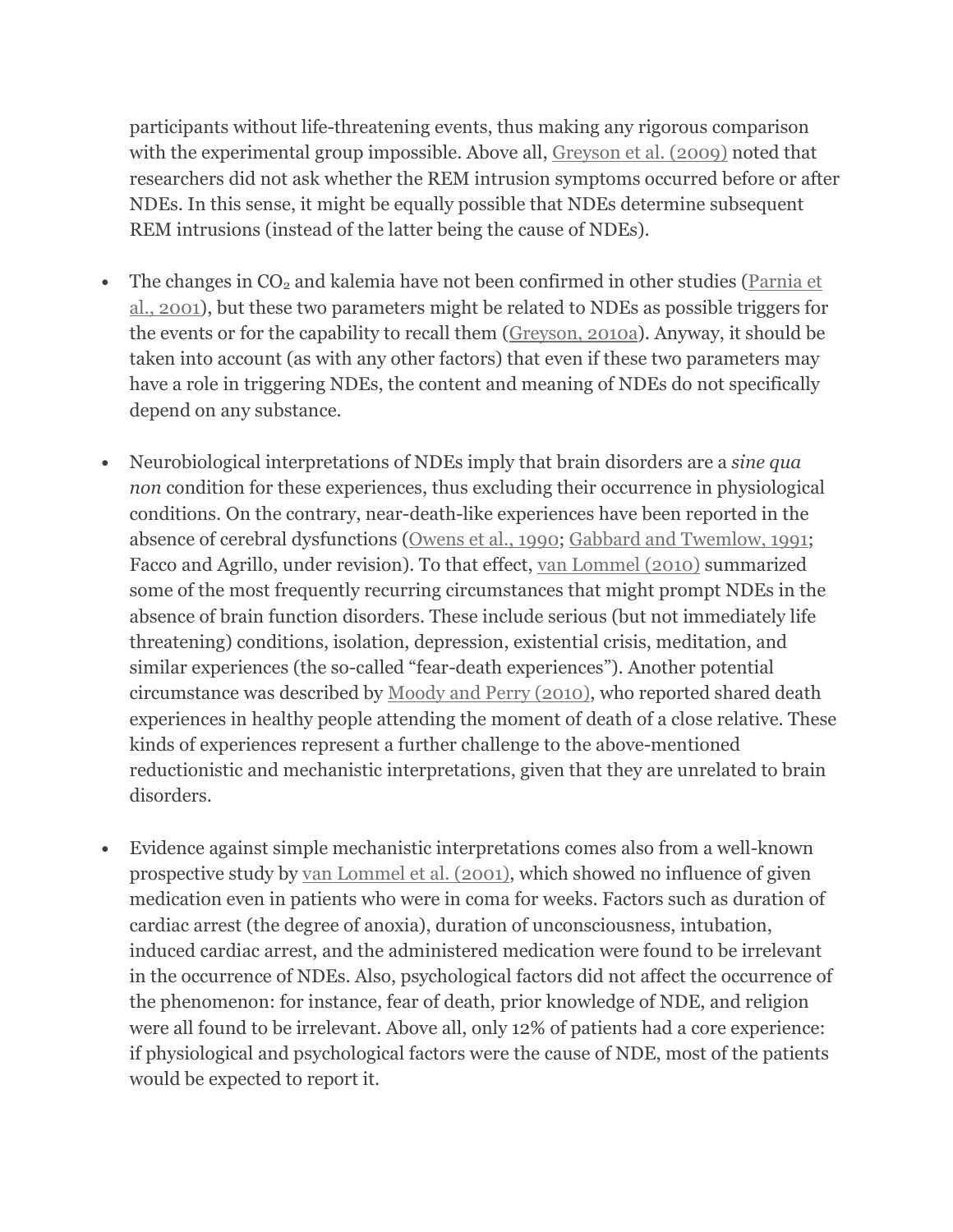participants without life-threatening events, thus making any rigorous comparison with the experimental group impossible. Above all, Greyson et al. (2009) noted that researchers did not ask whether the REM intrusion symptoms occurred before or after NDEs. In this sense, it might be equally possible that NDEs determine subsequent REM intrusions (instead of the latter being the cause of NDEs).

- The changes in $CO_2$ and kalemia have not been confirmed in other studies (Parnia et al., 2001), but these two parameters might be related to NDEs as possible triggers for the events or for the capability to recall them (Greyson, 2010a). Anyway, it should be taken into account (as with any other factors) that even if these two parameters may have a role in triggering NDEs, the content and meaning of NDEs do not specifically depend on any substance.

- Neurobiological interpretations of NDEs imply that brain disorders are a *sine qua non* condition for these experiences, thus excluding their occurrence in physiological conditions. On the contrary, near-death-like experiences have been reported in the absence of cerebral dysfunctions (Owens et al., 1990; Gabbard and Twemlow, 1991; Facco and Agrillo, under revision). To that effect, van Lommel (2010) summarized some of the most frequently recurring circumstances that might prompt NDEs in the absence of brain function disorders. These include serious (but not immediately life threatening) conditions, isolation, depression, existential crisis, meditation, and similar experiences (the so-called "fear-death experiences"). Another potential circumstance was described by Moody and Perry (2010), who reported shared death experiences in healthy people attending the moment of death of a close relative. These kinds of experiences represent a further challenge to the above-mentioned reductionistic and mechanistic interpretations, given that they are unrelated to brain disorders.

- Evidence against simple mechanistic interpretations comes also from a well-known prospective study by van Lommel et al. (2001), which showed no influence of given medication even in patients who were in coma for weeks. Factors such as duration of cardiac arrest (the degree of anoxia), duration of unconsciousness, intubation, induced cardiac arrest, and the administered medication were found to be irrelevant in the occurrence of NDEs. Also, psychological factors did not affect the occurrence of the phenomenon: for instance, fear of death, prior knowledge of NDE, and religion were all found to be irrelevant. Above all, only 12% of patients had a core experience: if physiological and psychological factors were the cause of NDE, most of the patients would be expected to report it.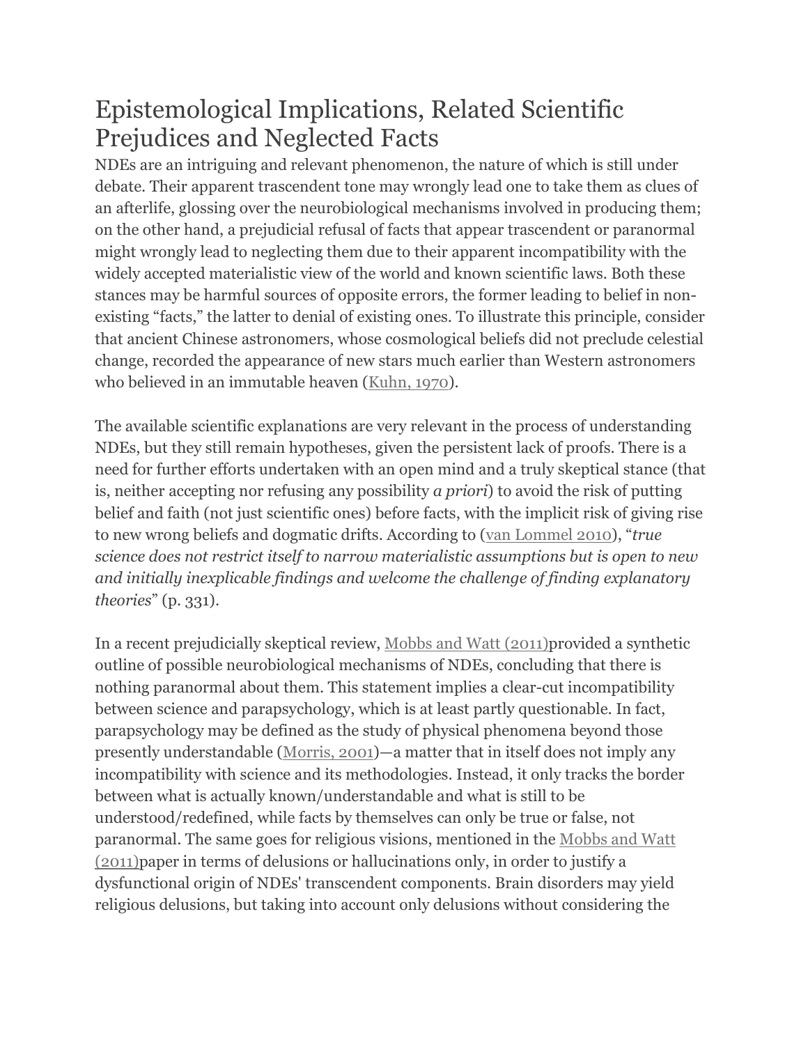# Epistemological Implications, Related Scientific Prejudices and Neglected Facts

NDEs are an intriguing and relevant phenomenon, the nature of which is still under debate. Their apparent trascendent tone may wrongly lead one to take them as clues of an afterlife, glossing over the neurobiological mechanisms involved in producing them; on the other hand, a prejudicial refusal of facts that appear trascendent or paranormal might wrongly lead to neglecting them due to their apparent incompatibility with the widely accepted materialistic view of the world and known scientific laws. Both these stances may be harmful sources of opposite errors, the former leading to belief in non-existing "facts," the latter to denial of existing ones. To illustrate this principle, consider that ancient Chinese astronomers, whose cosmological beliefs did not preclude celestial change, recorded the appearance of new stars much earlier than Western astronomers who believed in an immutable heaven (Kuhn, 1970).

The available scientific explanations are very relevant in the process of understanding NDEs, but they still remain hypotheses, given the persistent lack of proofs. There is a need for further efforts undertaken with an open mind and a truly skeptical stance (that is, neither accepting nor refusing any possibility *a priori*) to avoid the risk of putting belief and faith (not just scientific ones) before facts, with the implicit risk of giving rise to new wrong beliefs and dogmatic drifts. According to (van Lommel 2010), "*true science does not restrict itself to narrow materialistic assumptions but is open to new and initially inexplicable findings and welcome the challenge of finding explanatory theories*" (p. 331).

In a recent prejudicially skeptical review, Mobbs and Watt (2011)provided a synthetic outline of possible neurobiological mechanisms of NDEs, concluding that there is nothing paranormal about them. This statement implies a clear-cut incompatibility between science and parapsychology, which is at least partly questionable. In fact, parapsychology may be defined as the study of physical phenomena beyond those presently understandable (Morris, 2001)—a matter that in itself does not imply any incompatibility with science and its methodologies. Instead, it only tracks the border between what is actually known/understandable and what is still to be understood/redefined, while facts by themselves can only be true or false, not paranormal. The same goes for religious visions, mentioned in the Mobbs and Watt (2011)paper in terms of delusions or hallucinations only, in order to justify a dysfunctional origin of NDEs' transcendent components. Brain disorders may yield religious delusions, but taking into account only delusions without considering the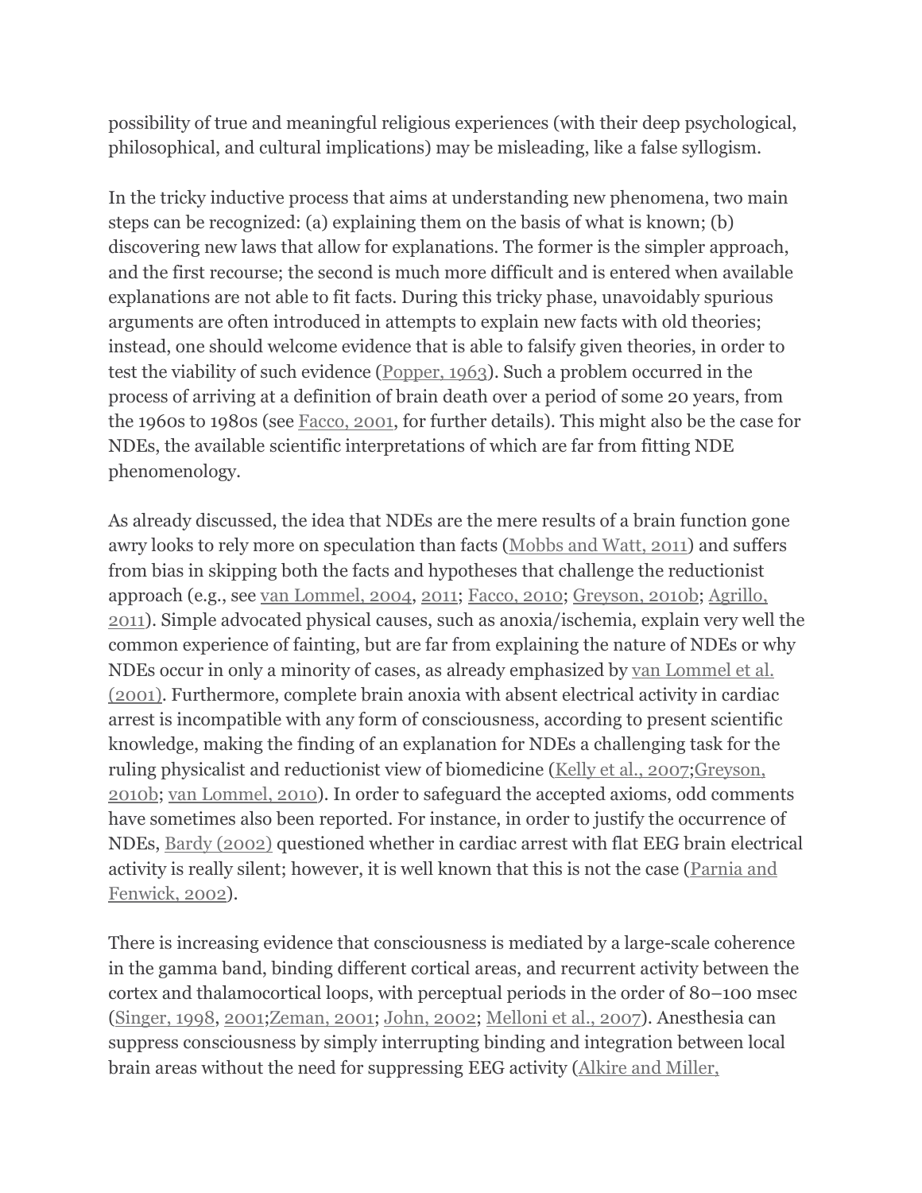possibility of true and meaningful religious experiences (with their deep psychological, philosophical, and cultural implications) may be misleading, like a false syllogism.

In the tricky inductive process that aims at understanding new phenomena, two main steps can be recognized: (a) explaining them on the basis of what is known; (b) discovering new laws that allow for explanations. The former is the simpler approach, and the first recourse; the second is much more difficult and is entered when available explanations are not able to fit facts. During this tricky phase, unavoidably spurious arguments are often introduced in attempts to explain new facts with old theories; instead, one should welcome evidence that is able to falsify given theories, in order to test the viability of such evidence (Popper, 1963). Such a problem occurred in the process of arriving at a definition of brain death over a period of some 20 years, from the 1960s to 1980s (see Facco, 2001, for further details). This might also be the case for NDEs, the available scientific interpretations of which are far from fitting NDE phenomenology.

As already discussed, the idea that NDEs are the mere results of a brain function gone awry looks to rely more on speculation than facts (Mobbs and Watt, 2011) and suffers from bias in skipping both the facts and hypotheses that challenge the reductionist approach (e.g., see van Lommel, 2004, 2011; Facco, 2010; Greyson, 2010b; Agrillo, 2011). Simple advocated physical causes, such as anoxia/ischemia, explain very well the common experience of fainting, but are far from explaining the nature of NDEs or why NDEs occur in only a minority of cases, as already emphasized by van Lommel et al. (2001). Furthermore, complete brain anoxia with absent electrical activity in cardiac arrest is incompatible with any form of consciousness, according to present scientific knowledge, making the finding of an explanation for NDEs a challenging task for the ruling physicalist and reductionist view of biomedicine (Kelly et al., 2007;Greyson, 2010b; van Lommel, 2010). In order to safeguard the accepted axioms, odd comments have sometimes also been reported. For instance, in order to justify the occurrence of NDEs, Bardy (2002) questioned whether in cardiac arrest with flat EEG brain electrical activity is really silent; however, it is well known that this is not the case (Parnia and Fenwick, 2002).

There is increasing evidence that consciousness is mediated by a large-scale coherence in the gamma band, binding different cortical areas, and recurrent activity between the cortex and thalamocortical loops, with perceptual periods in the order of 80–100 msec (Singer, 1998, 2001;Zeman, 2001; John, 2002; Melloni et al., 2007). Anesthesia can suppress consciousness by simply interrupting binding and integration between local brain areas without the need for suppressing EEG activity (Alkire and Miller,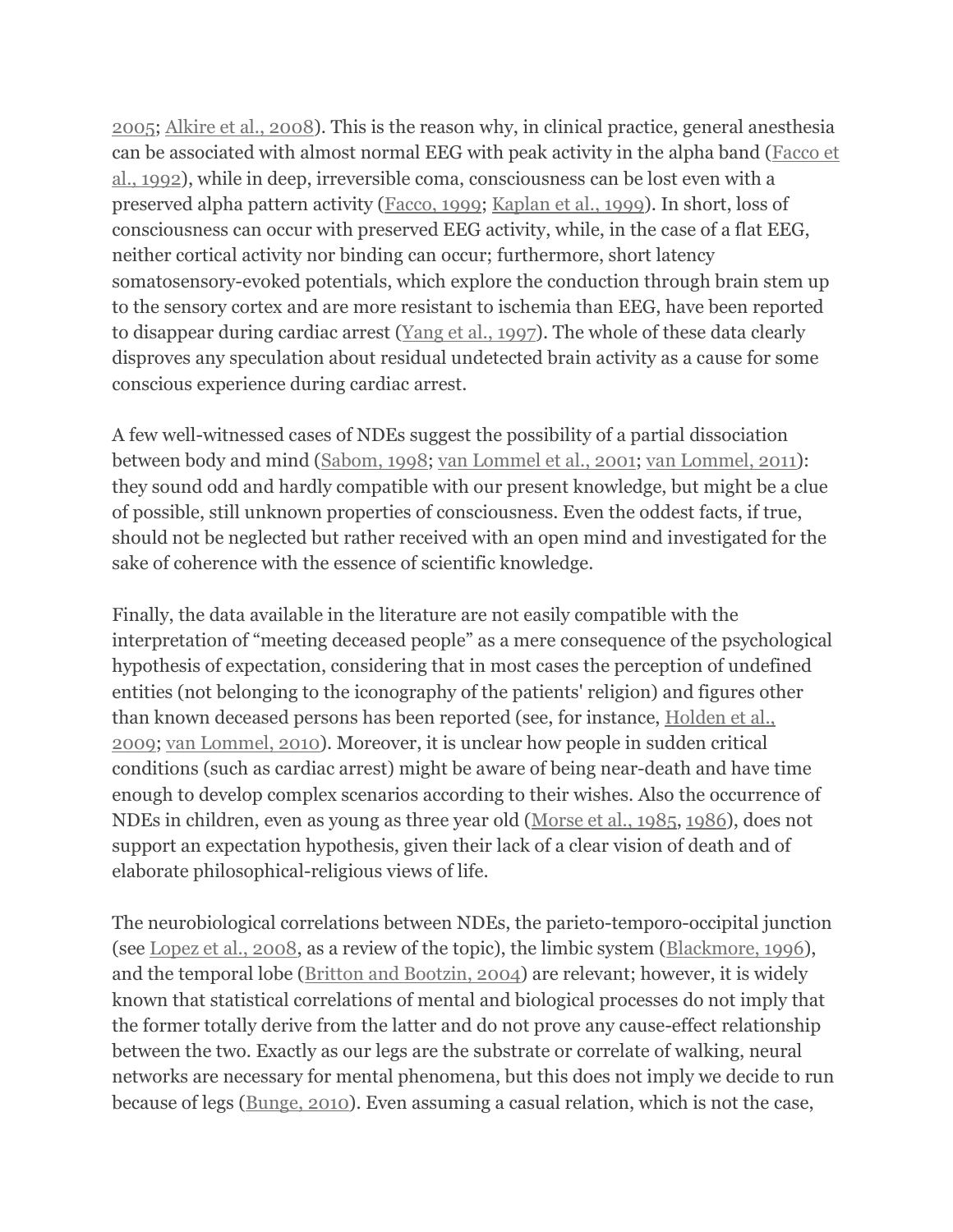2005; Alkire et al., 2008). This is the reason why, in clinical practice, general anesthesia can be associated with almost normal EEG with peak activity in the alpha band (Facco et al., 1992), while in deep, irreversible coma, consciousness can be lost even with a preserved alpha pattern activity (Facco, 1999; Kaplan et al., 1999). In short, loss of consciousness can occur with preserved EEG activity, while, in the case of a flat EEG, neither cortical activity nor binding can occur; furthermore, short latency somatosensory-evoked potentials, which explore the conduction through brain stem up to the sensory cortex and are more resistant to ischemia than EEG, have been reported to disappear during cardiac arrest (Yang et al., 1997). The whole of these data clearly disproves any speculation about residual undetected brain activity as a cause for some conscious experience during cardiac arrest.

A few well-witnessed cases of NDEs suggest the possibility of a partial dissociation between body and mind (Sabom, 1998; van Lommel et al., 2001; van Lommel, 2011): they sound odd and hardly compatible with our present knowledge, but might be a clue of possible, still unknown properties of consciousness. Even the oddest facts, if true, should not be neglected but rather received with an open mind and investigated for the sake of coherence with the essence of scientific knowledge.

Finally, the data available in the literature are not easily compatible with the interpretation of "meeting deceased people" as a mere consequence of the psychological hypothesis of expectation, considering that in most cases the perception of undefined entities (not belonging to the iconography of the patients' religion) and figures other than known deceased persons has been reported (see, for instance, Holden et al., 2009; van Lommel, 2010). Moreover, it is unclear how people in sudden critical conditions (such as cardiac arrest) might be aware of being near-death and have time enough to develop complex scenarios according to their wishes. Also the occurrence of NDEs in children, even as young as three year old (Morse et al., 1985, 1986), does not support an expectation hypothesis, given their lack of a clear vision of death and of elaborate philosophical-religious views of life.

The neurobiological correlations between NDEs, the parieto-temporo-occipital junction (see Lopez et al., 2008, as a review of the topic), the limbic system (Blackmore, 1996), and the temporal lobe (Britton and Bootzin, 2004) are relevant; however, it is widely known that statistical correlations of mental and biological processes do not imply that the former totally derive from the latter and do not prove any cause-effect relationship between the two. Exactly as our legs are the substrate or correlate of walking, neural networks are necessary for mental phenomena, but this does not imply we decide to run because of legs (Bunge, 2010). Even assuming a casual relation, which is not the case,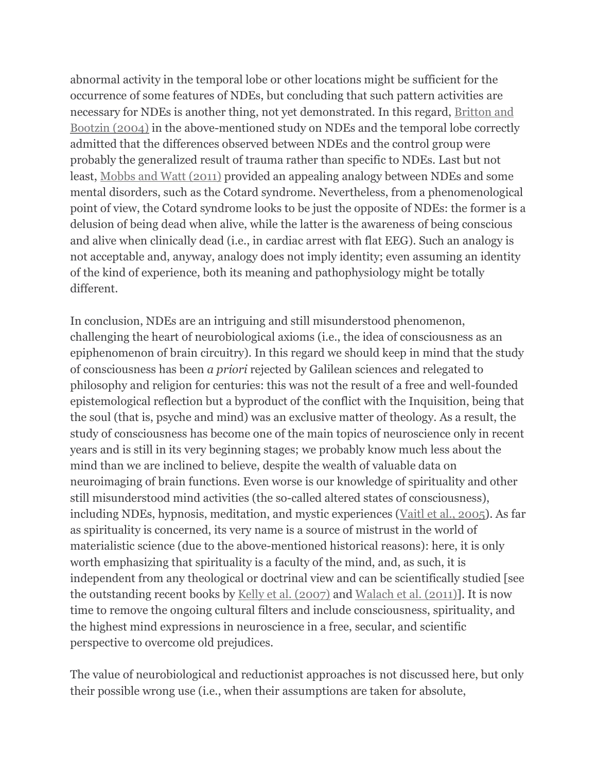abnormal activity in the temporal lobe or other locations might be sufficient for the occurrence of some features of NDEs, but concluding that such pattern activities are necessary for NDEs is another thing, not yet demonstrated. In this regard, Britton and Bootzin (2004) in the above-mentioned study on NDEs and the temporal lobe correctly admitted that the differences observed between NDEs and the control group were probably the generalized result of trauma rather than specific to NDEs. Last but not least, Mobbs and Watt (2011) provided an appealing analogy between NDEs and some mental disorders, such as the Cotard syndrome. Nevertheless, from a phenomenological point of view, the Cotard syndrome looks to be just the opposite of NDEs: the former is a delusion of being dead when alive, while the latter is the awareness of being conscious and alive when clinically dead (i.e., in cardiac arrest with flat EEG). Such an analogy is not acceptable and, anyway, analogy does not imply identity; even assuming an identity of the kind of experience, both its meaning and pathophysiology might be totally different.

In conclusion, NDEs are an intriguing and still misunderstood phenomenon, challenging the heart of neurobiological axioms (i.e., the idea of consciousness as an epiphenomenon of brain circuitry). In this regard we should keep in mind that the study of consciousness has been *a priori* rejected by Galilean sciences and relegated to philosophy and religion for centuries: this was not the result of a free and well-founded epistemological reflection but a byproduct of the conflict with the Inquisition, being that the soul (that is, psyche and mind) was an exclusive matter of theology. As a result, the study of consciousness has become one of the main topics of neuroscience only in recent years and is still in its very beginning stages; we probably know much less about the mind than we are inclined to believe, despite the wealth of valuable data on neuroimaging of brain functions. Even worse is our knowledge of spirituality and other still misunderstood mind activities (the so-called altered states of consciousness), including NDEs, hypnosis, meditation, and mystic experiences (Vaitl et al., 2005). As far as spirituality is concerned, its very name is a source of mistrust in the world of materialistic science (due to the above-mentioned historical reasons): here, it is only worth emphasizing that spirituality is a faculty of the mind, and, as such, it is independent from any theological or doctrinal view and can be scientifically studied [see the outstanding recent books by Kelly et al. (2007) and Walach et al. (2011)]. It is now time to remove the ongoing cultural filters and include consciousness, spirituality, and the highest mind expressions in neuroscience in a free, secular, and scientific perspective to overcome old prejudices.

The value of neurobiological and reductionist approaches is not discussed here, but only their possible wrong use (i.e., when their assumptions are taken for absolute,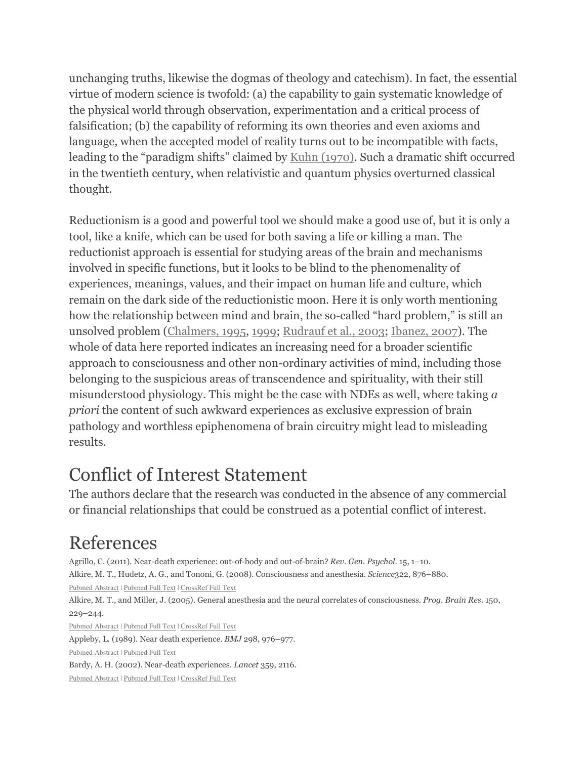unchanging truths, likewise the dogmas of theology and catechism). In fact, the essential virtue of modern science is twofold: (a) the capability to gain systematic knowledge of the physical world through observation, experimentation and a critical process of falsification; (b) the capability of reforming its own theories and even axioms and language, when the accepted model of reality turns out to be incompatible with facts, leading to the "paradigm shifts" claimed by Kuhn (1970). Such a dramatic shift occurred in the twentieth century, when relativistic and quantum physics overturned classical thought.

Reductionism is a good and powerful tool we should make a good use of, but it is only a tool, like a knife, which can be used for both saving a life or killing a man. The reductionist approach is essential for studying areas of the brain and mechanisms involved in specific functions, but it looks to be blind to the phenomenality of experiences, meanings, values, and their impact on human life and culture, which remain on the dark side of the reductionistic moon. Here it is only worth mentioning how the relationship between mind and brain, the so-called "hard problem," is still an unsolved problem (Chalmers, 1995, 1999; Rudrauf et al., 2003; Ibanez, 2007). The whole of data here reported indicates an increasing need for a broader scientific approach to consciousness and other non-ordinary activities of mind, including those belonging to the suspicious areas of transcendence and spirituality, with their still misunderstood physiology. This might be the case with NDEs as well, where taking *a priori* the content of such awkward experiences as exclusive expression of brain pathology and worthless epiphenomena of brain circuitry might lead to misleading results.

## Conflict of Interest Statement

The authors declare that the research was conducted in the absence of any commercial or financial relationships that could be construed as a potential conflict of interest.

## References

Agrillo, C. (2011). Near-death experience: out-of-body and out-of-brain? *Rev. Gen. Psychol.* 15, 1–10.

Alkire, M. T., Hudetz, A. G., and Tononi, G. (2008). Consciousness and anesthesia. *Science*322, 876–880.

Pubmed Abstract | Pubmed Full Text | CrossRef Full Text

Alkire, M. T., and Miller, J. (2005). General anesthesia and the neural correlates of consciousness. *Prog. Brain Res.* 150, 229–244.

Pubmed Abstract | Pubmed Full Text | CrossRef Full Text

Appleby, L. (1989). Near death experience. *BMJ* 298, 976–977.

Pubmed Abstract | Pubmed Full Text

Bardy, A. H. (2002). Near-death experiences. *Lancet* 359, 2116.

Pubmed Abstract | Pubmed Full Text | CrossRef Full Text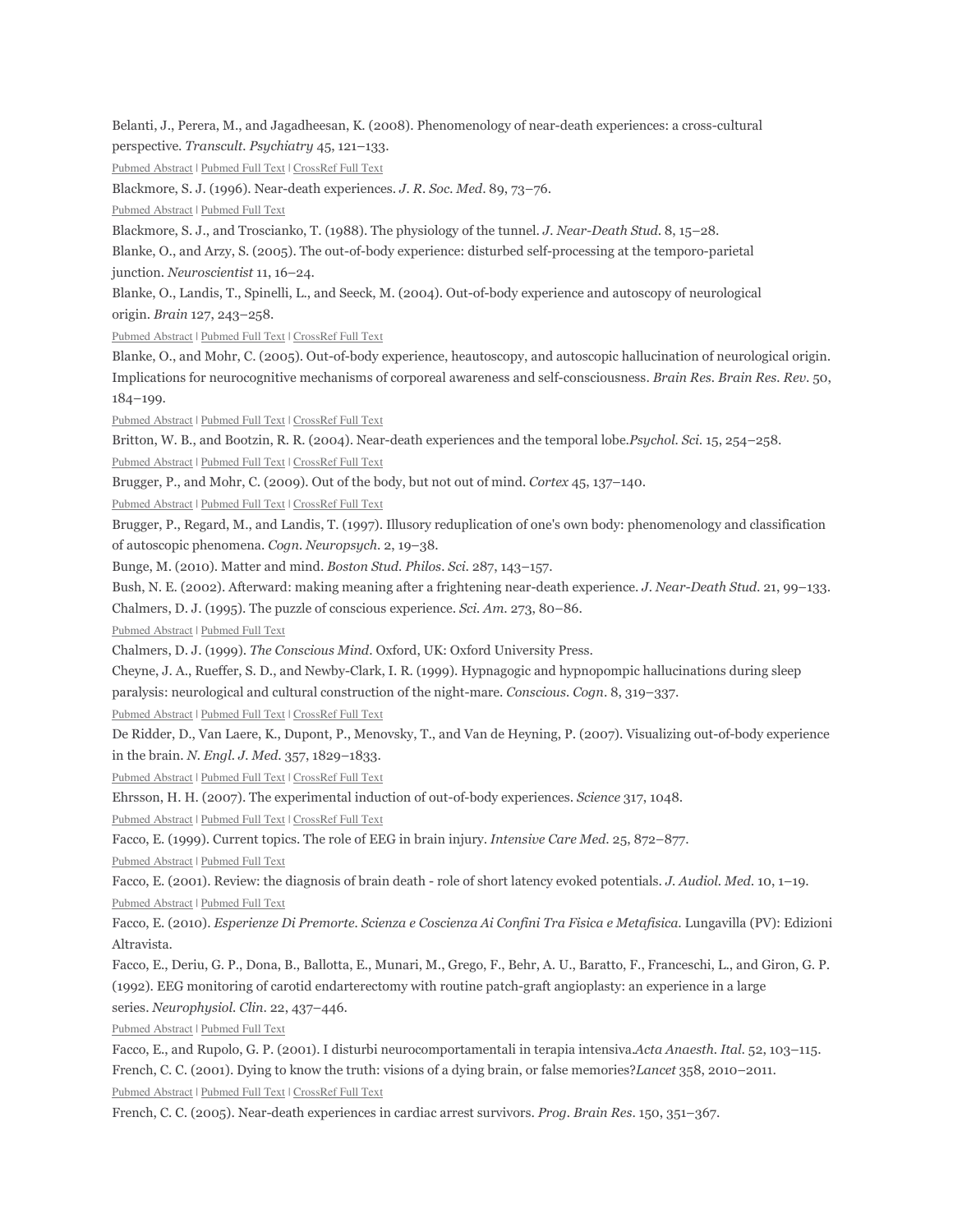Belanti, J., Perera, M., and Jagadheesan, K. (2008). Phenomenology of near-death experiences: a cross-cultural perspective. *Transcult. Psychiatry* 45, 121–133.

Pubmed Abstract | Pubmed Full Text | CrossRef Full Text

Blackmore, S. J. (1996). Near-death experiences. *J. R. Soc. Med.* 89, 73–76.

Pubmed Abstract | Pubmed Full Text

Blackmore, S. J., and Troscianko, T. (1988). The physiology of the tunnel. *J. Near-Death Stud.* 8, 15–28.

Blanke, O., and Arzy, S. (2005). The out-of-body experience: disturbed self-processing at the temporo-parietal junction. *Neuroscientist* 11, 16–24.

Blanke, O., Landis, T., Spinelli, L., and Seeck, M. (2004). Out-of-body experience and autoscopy of neurological origin. *Brain* 127, 243–258.

Pubmed Abstract | Pubmed Full Text | CrossRef Full Text

Blanke, O., and Mohr, C. (2005). Out-of-body experience, heautoscopy, and autoscopic hallucination of neurological origin. Implications for neurocognitive mechanisms of corporeal awareness and self-consciousness. *Brain Res. Brain Res. Rev.* 50, 184–199.

Pubmed Abstract | Pubmed Full Text | CrossRef Full Text

Britton, W. B., and Bootzin, R. R. (2004). Near-death experiences and the temporal lobe.*Psychol. Sci.* 15, 254–258.

Pubmed Abstract | Pubmed Full Text | CrossRef Full Text

Brugger, P., and Mohr, C. (2009). Out of the body, but not out of mind. *Cortex* 45, 137–140.

Pubmed Abstract | Pubmed Full Text | CrossRef Full Text

Brugger, P., Regard, M., and Landis, T. (1997). Illusory reduplication of one's own body: phenomenology and classification of autoscopic phenomena. *Cogn. Neuropsych.* 2, 19–38.

Bunge, M. (2010). Matter and mind. *Boston Stud. Philos. Sci.* 287, 143–157.

Bush, N. E. (2002). Afterward: making meaning after a frightening near-death experience. *J. Near-Death Stud.* 21, 99–133.

Chalmers, D. J. (1995). The puzzle of conscious experience. *Sci. Am.* 273, 80–86.

Pubmed Abstract | Pubmed Full Text

Chalmers, D. J. (1999). *The Conscious Mind*. Oxford, UK: Oxford University Press.

Cheyne, J. A., Rueffer, S. D., and Newby-Clark, I. R. (1999). Hypnagogic and hypnopompic hallucinations during sleep paralysis: neurological and cultural construction of the night-mare. *Conscious. Cogn.* 8, 319–337.

Pubmed Abstract | Pubmed Full Text | CrossRef Full Text

De Ridder, D., Van Laere, K., Dupont, P., Menovsky, T., and Van de Heyning, P. (2007). Visualizing out-of-body experience in the brain. *N. Engl. J. Med.* 357, 1829–1833.

Pubmed Abstract | Pubmed Full Text | CrossRef Full Text

Ehrsson, H. H. (2007). The experimental induction of out-of-body experiences. *Science* 317, 1048.

Pubmed Abstract | Pubmed Full Text | CrossRef Full Text

Facco, E. (1999). Current topics. The role of EEG in brain injury. *Intensive Care Med.* 25, 872–877.

Pubmed Abstract | Pubmed Full Text

Facco, E. (2001). Review: the diagnosis of brain death - role of short latency evoked potentials. *J. Audiol. Med.* 10, 1–19.

Pubmed Abstract | Pubmed Full Text

Facco, E. (2010). *Esperienze Di Premorte. Scienza e Coscienza Ai Confini Tra Fisica e Metafisica.* Lungavilla (PV): Edizioni Altravista.

Facco, E., Deriu, G. P., Dona, B., Ballotta, E., Munari, M., Grego, F., Behr, A. U., Baratto, F., Franceschi, L., and Giron, G. P. (1992). EEG monitoring of carotid endarterectomy with routine patch-graft angioplasty: an experience in a large series. *Neurophysiol. Clin.* 22, 437–446.

Pubmed Abstract | Pubmed Full Text

Facco, E., and Rupolo, G. P. (2001). I disturbi neurocomportamentali in terapia intensiva.*Acta Anaesth. Ital.* 52, 103–115.

French, C. C. (2001). Dying to know the truth: visions of a dying brain, or false memories?*Lancet* 358, 2010–2011.

Pubmed Abstract | Pubmed Full Text | CrossRef Full Text

French, C. C. (2005). Near-death experiences in cardiac arrest survivors. *Prog. Brain Res.* 150, 351–367.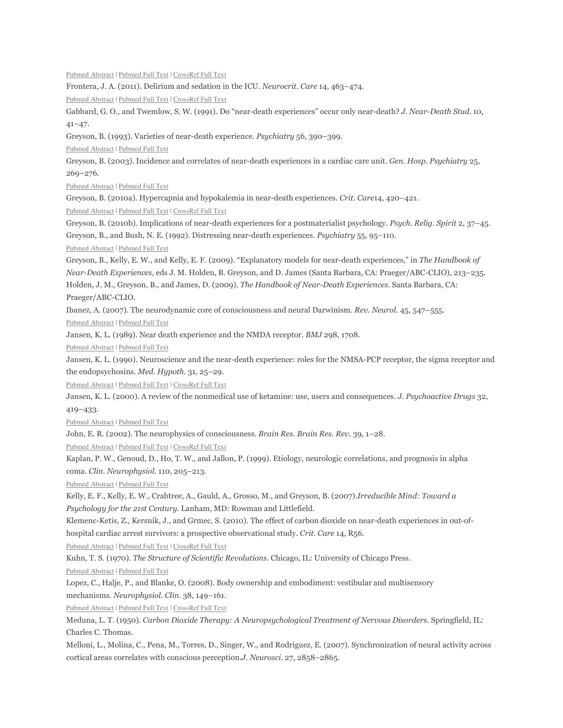Pubmed Abstract | Pubmed Full Text | CrossRef Full Text

Frontera, J. A. (2011). Delirium and sedation in the ICU. *Neurocrit. Care* 14, 463–474.

Pubmed Abstract | Pubmed Full Text | CrossRef Full Text

Gabbard, G. O., and Twemlow, S. W. (1991). Do "near-death experiences" occur only near-death? *J. Near-Death Stud.* 10, 41–47.

Greyson, B. (1993). Varieties of near-death experience. *Psychiatry* 56, 390–399.

Pubmed Abstract | Pubmed Full Text

Greyson, B. (2003). Incidence and correlates of near-death experiences in a cardiac care unit. *Gen. Hosp. Psychiatry* 25, 269–276.

Pubmed Abstract | Pubmed Full Text

Greyson, B. (2010a). Hypercapnia and hypokalemia in near-death experiences. *Crit. Care*14, 420–421.

Pubmed Abstract | Pubmed Full Text | CrossRef Full Text

Greyson, B. (2010b). Implications of near-death experiences for a postmaterialist psychology. *Psych. Relig. Spirit* 2, 37–45.

Greyson, B., and Bush, N. E. (1992). Distressing near-death experiences. *Psychiatry* 55, 95–110.

Pubmed Abstract | Pubmed Full Text

Greyson, B., Kelly, E. W., and Kelly, E. F. (2009). "Explanatory models for near-death experiences," in *The Handbook of Near-Death Experiences*, eds J. M. Holden, B. Greyson, and D. James (Santa Barbara, CA: Praeger/ABC-CLIO), 213–235.

Holden, J. M., Greyson, B., and James, D. (2009). *The Handbook of Near-Death Experiences*. Santa Barbara, CA: Praeger/ABC-CLIO.

Ibanez, A. (2007). The neurodynamic core of consciousness and neural Darwinism. *Rev. Neurol.* 45, 547–555.

Pubmed Abstract | Pubmed Full Text

Jansen, K. L. (1989). Near death experience and the NMDA receptor. *BMJ* 298, 1708.

Pubmed Abstract | Pubmed Full Text

Jansen, K. L. (1990). Neuroscience and the near-death experience: roles for the NMSA-PCP receptor, the sigma receptor and the endopsychosins. *Med. Hypoth.* 31, 25–29.

Pubmed Abstract | Pubmed Full Text | CrossRef Full Text

Jansen, K. L. (2000). A review of the nonmedical use of ketamine: use, users and consequences. *J. Psychoactive Drugs* 32, 419–433.

Pubmed Abstract | Pubmed Full Text

John, E. R. (2002). The neurophysics of consciousness. *Brain Res. Brain Res. Rev.* 39, 1–28.

Pubmed Abstract | Pubmed Full Text | CrossRef Full Text

Kaplan, P. W., Genoud, D., Ho, T. W., and Jallon, P. (1999). Etiology, neurologic correlations, and prognosis in alpha coma. *Clin. Neurophysiol.* 110, 205–213.

Pubmed Abstract | Pubmed Full Text

Kelly, E. F., Kelly, E. W., Crabtree, A., Gauld, A., Grosso, M., and Greyson, B. (2007).*Irreducible Mind: Toward a Psychology for the 21st Century*. Lanham, MD: Rowman and Littlefield.

Klemenc-Ketis, Z., Kersnik, J., and Grmec, S. (2010). The effect of carbon dioxide on near-death experiences in out-of-hospital cardiac arrest survivors: a prospective observational study. *Crit. Care* 14, R56.

Pubmed Abstract | Pubmed Full Text | CrossRef Full Text

Kuhn, T. S. (1970). *The Structure of Scientific Revolutions*. Chicago, IL: University of Chicago Press.

Pubmed Abstract | Pubmed Full Text

Lopez, C., Halje, P., and Blanke, O. (2008). Body ownership and embodiment: vestibular and multisensory mechanisms. *Neurophysiol. Clin.* 38, 149–161.

Pubmed Abstract | Pubmed Full Text | CrossRef Full Text

Meduna, L. T. (1950). *Carbon Dioxide Therapy: A Neuropsychological Treatment of Nervous Disorders*. Springfield, IL: Charles C. Thomas.

Melloni, L., Molina, C., Pena, M., Torres, D., Singer, W., and Rodriguez, E. (2007). Synchronization of neural activity across cortical areas correlates with conscious perception.*J. Neurosci.* 27, 2858–2865.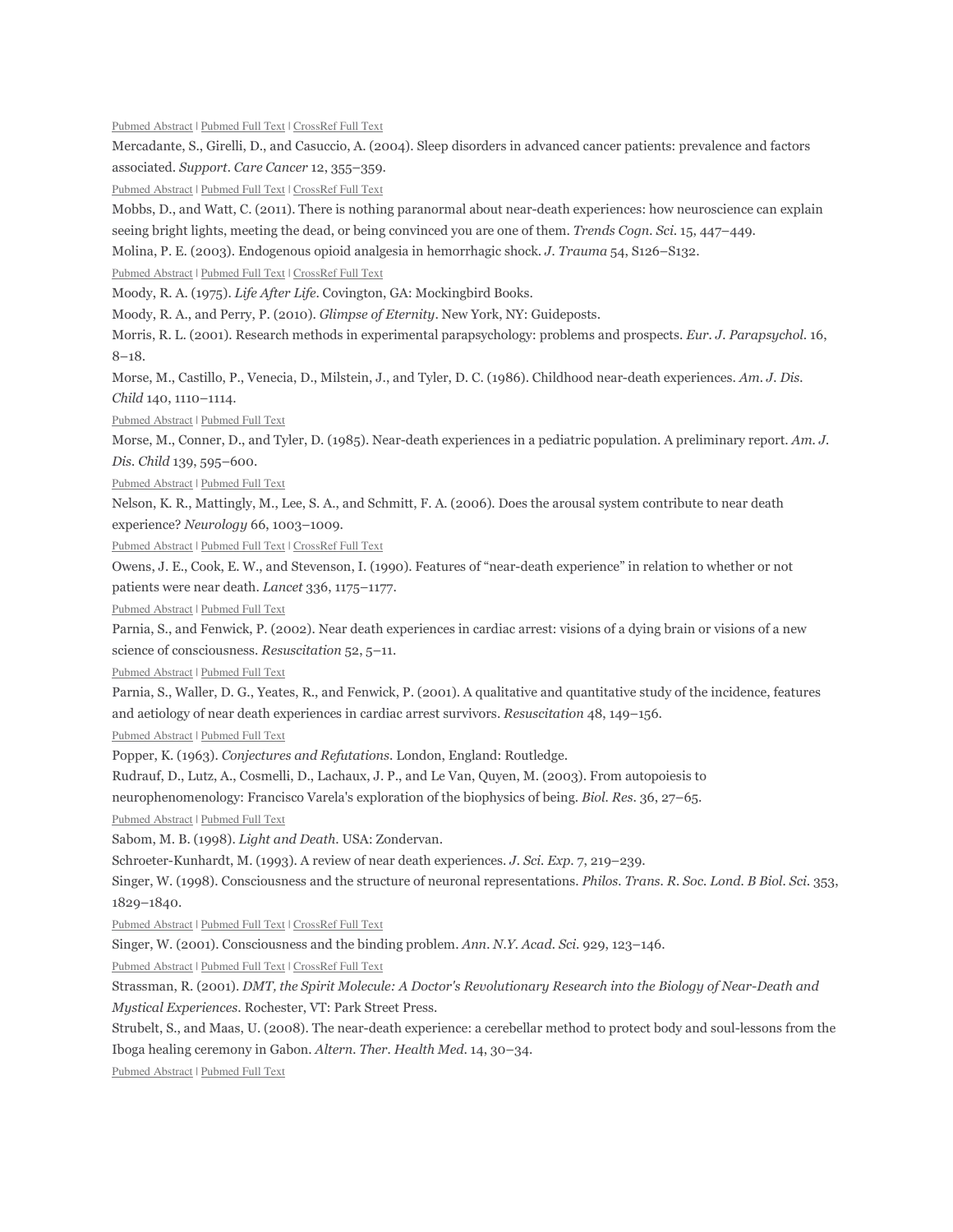Pubmed Abstract | Pubmed Full Text | CrossRef Full Text

Mercadante, S., Girelli, D., and Casuccio, A. (2004). Sleep disorders in advanced cancer patients: prevalence and factors associated. *Support. Care Cancer* 12, 355–359.

Pubmed Abstract | Pubmed Full Text | CrossRef Full Text

Mobbs, D., and Watt, C. (2011). There is nothing paranormal about near-death experiences: how neuroscience can explain seeing bright lights, meeting the dead, or being convinced you are one of them. *Trends Cogn. Sci.* 15, 447–449.

Molina, P. E. (2003). Endogenous opioid analgesia in hemorrhagic shock. *J. Trauma* 54, S126–S132.

Pubmed Abstract | Pubmed Full Text | CrossRef Full Text

Moody, R. A. (1975). *Life After Life*. Covington, GA: Mockingbird Books.

Moody, R. A., and Perry, P. (2010). *Glimpse of Eternity*. New York, NY: Guideposts.

Morris, R. L. (2001). Research methods in experimental parapsychology: problems and prospects. *Eur. J. Parapsychol.* 16, 8–18.

Morse, M., Castillo, P., Venecia, D., Milstein, J., and Tyler, D. C. (1986). Childhood near-death experiences. *Am. J. Dis. Child* 140, 1110–1114.

Pubmed Abstract | Pubmed Full Text

Morse, M., Conner, D., and Tyler, D. (1985). Near-death experiences in a pediatric population. A preliminary report. *Am. J. Dis. Child* 139, 595–600.

Pubmed Abstract | Pubmed Full Text

Nelson, K. R., Mattingly, M., Lee, S. A., and Schmitt, F. A. (2006). Does the arousal system contribute to near death experience? *Neurology* 66, 1003–1009.

Pubmed Abstract | Pubmed Full Text | CrossRef Full Text

Owens, J. E., Cook, E. W., and Stevenson, I. (1990). Features of "near-death experience" in relation to whether or not patients were near death. *Lancet* 336, 1175–1177.

Pubmed Abstract | Pubmed Full Text

Parnia, S., and Fenwick, P. (2002). Near death experiences in cardiac arrest: visions of a dying brain or visions of a new science of consciousness. *Resuscitation* 52, 5–11.

Pubmed Abstract | Pubmed Full Text

Parnia, S., Waller, D. G., Yeates, R., and Fenwick, P. (2001). A qualitative and quantitative study of the incidence, features and aetiology of near death experiences in cardiac arrest survivors. *Resuscitation* 48, 149–156.

Pubmed Abstract | Pubmed Full Text

Popper, K. (1963). *Conjectures and Refutations*. London, England: Routledge.

Rudrauf, D., Lutz, A., Cosmelli, D., Lachaux, J. P., and Le Van, Quyen, M. (2003). From autopoiesis to neurophenomenology: Francisco Varela's exploration of the biophysics of being. *Biol. Res.* 36, 27–65.

Pubmed Abstract | Pubmed Full Text

Sabom, M. B. (1998). *Light and Death*. USA: Zondervan.

Schroeter-Kunhardt, M. (1993). A review of near death experiences. *J. Sci. Exp.* 7, 219–239.

Singer, W. (1998). Consciousness and the structure of neuronal representations. *Philos. Trans. R. Soc. Lond. B Biol. Sci.* 353, 1829–1840.

Pubmed Abstract | Pubmed Full Text | CrossRef Full Text

Singer, W. (2001). Consciousness and the binding problem. *Ann. N.Y. Acad. Sci.* 929, 123–146.

Pubmed Abstract | Pubmed Full Text | CrossRef Full Text

Strassman, R. (2001). *DMT, the Spirit Molecule: A Doctor's Revolutionary Research into the Biology of Near-Death and Mystical Experiences*. Rochester, VT: Park Street Press.

Strubelt, S., and Maas, U. (2008). The near-death experience: a cerebellar method to protect body and soul-lessons from the Iboga healing ceremony in Gabon. *Altern. Ther. Health Med.* 14, 30–34.

Pubmed Abstract | Pubmed Full Text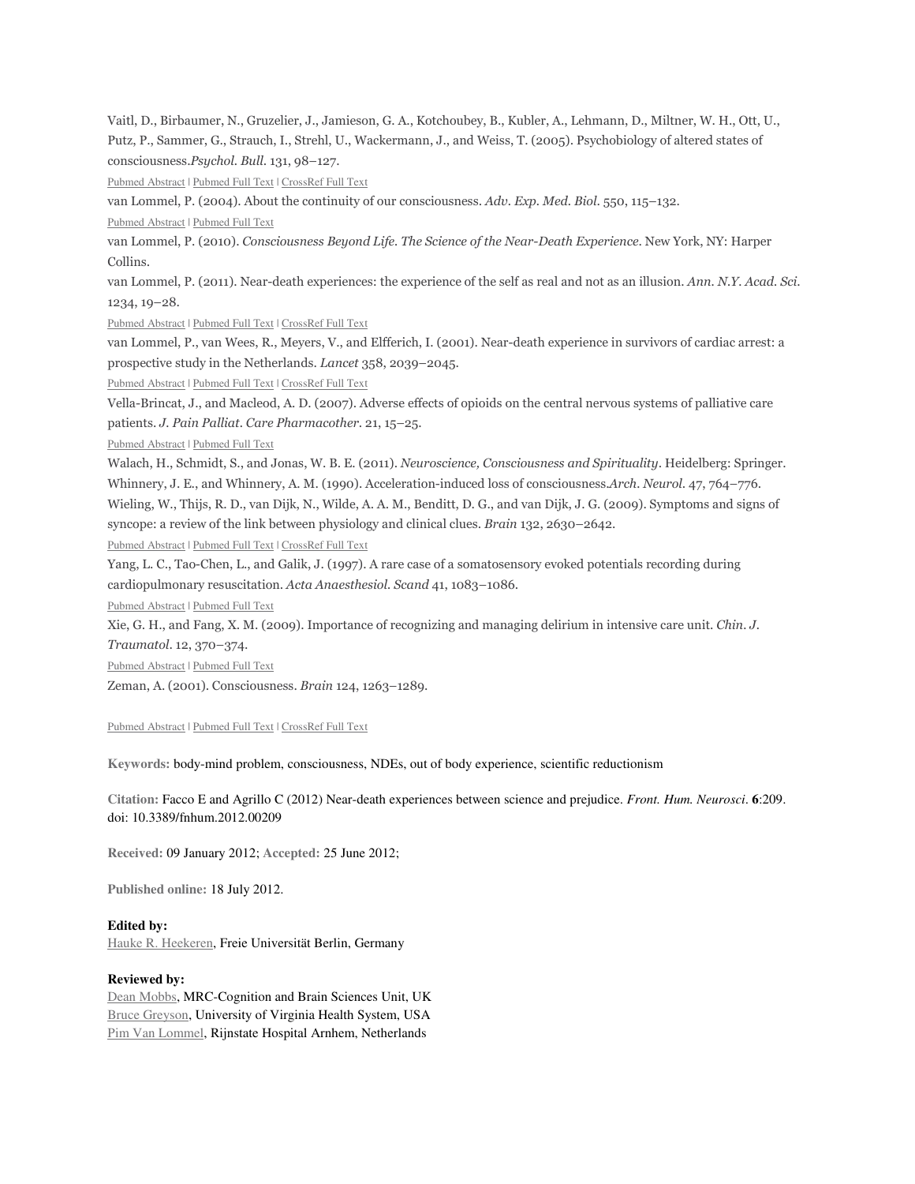Vaitl, D., Birbaumer, N., Gruzelier, J., Jamieson, G. A., Kotchoubey, B., Kubler, A., Lehmann, D., Miltner, W. H., Ott, U., Putz, P., Sammer, G., Strauch, I., Strehl, U., Wackermann, J., and Weiss, T. (2005). Psychobiology of altered states of consciousness.*Psychol. Bull.* 131, 98–127.

Pubmed Abstract | Pubmed Full Text | CrossRef Full Text

van Lommel, P. (2004). About the continuity of our consciousness. *Adv. Exp. Med. Biol.* 550, 115–132.

Pubmed Abstract | Pubmed Full Text

van Lommel, P. (2010). *Consciousness Beyond Life. The Science of the Near-Death Experience*. New York, NY: Harper Collins.

van Lommel, P. (2011). Near-death experiences: the experience of the self as real and not as an illusion. *Ann. N.Y. Acad. Sci.* 1234, 19–28.

Pubmed Abstract | Pubmed Full Text | CrossRef Full Text

van Lommel, P., van Wees, R., Meyers, V., and Elfferich, I. (2001). Near-death experience in survivors of cardiac arrest: a prospective study in the Netherlands. *Lancet* 358, 2039–2045.

Pubmed Abstract | Pubmed Full Text | CrossRef Full Text

Vella-Brincat, J., and Macleod, A. D. (2007). Adverse effects of opioids on the central nervous systems of palliative care patients. *J. Pain Palliat. Care Pharmacother.* 21, 15–25.

Pubmed Abstract | Pubmed Full Text

Walach, H., Schmidt, S., and Jonas, W. B. E. (2011). *Neuroscience, Consciousness and Spirituality*. Heidelberg: Springer.

Whinnery, J. E., and Whinnery, A. M. (1990). Acceleration-induced loss of consciousness.*Arch. Neurol.* 47, 764–776.

Wieling, W., Thijs, R. D., van Dijk, N., Wilde, A. A. M., Benditt, D. G., and van Dijk, J. G. (2009). Symptoms and signs of syncope: a review of the link between physiology and clinical clues. *Brain* 132, 2630–2642.

Pubmed Abstract | Pubmed Full Text | CrossRef Full Text

Yang, L. C., Tao-Chen, L., and Galik, J. (1997). A rare case of a somatosensory evoked potentials recording during cardiopulmonary resuscitation. *Acta Anaesthesiol. Scand* 41, 1083–1086.

Pubmed Abstract | Pubmed Full Text

Xie, G. H., and Fang, X. M. (2009). Importance of recognizing and managing delirium in intensive care unit. *Chin. J. Traumatol.* 12, 370–374.

Pubmed Abstract | Pubmed Full Text

Zeman, A. (2001). Consciousness. *Brain* 124, 1263–1289.

Pubmed Abstract | Pubmed Full Text | CrossRef Full Text

**Keywords:** body-mind problem, consciousness, NDEs, out of body experience, scientific reductionism

**Citation:** Facco E and Agrillo C (2012) Near-death experiences between science and prejudice. *Front. Hum. Neurosci*. **6**:209. doi: 10.3389/fnhum.2012.00209

**Received:** 09 January 2012; **Accepted:** 25 June 2012;

**Published online:** 18 July 2012.

**Edited by:**
Hauke R. Heekeren, Freie Universität Berlin, Germany

**Reviewed by:**
Dean Mobbs, MRC-Cognition and Brain Sciences Unit, UK
Bruce Greyson, University of Virginia Health System, USA
Pim Van Lommel, Rijnstate Hospital Arnhem, Netherlands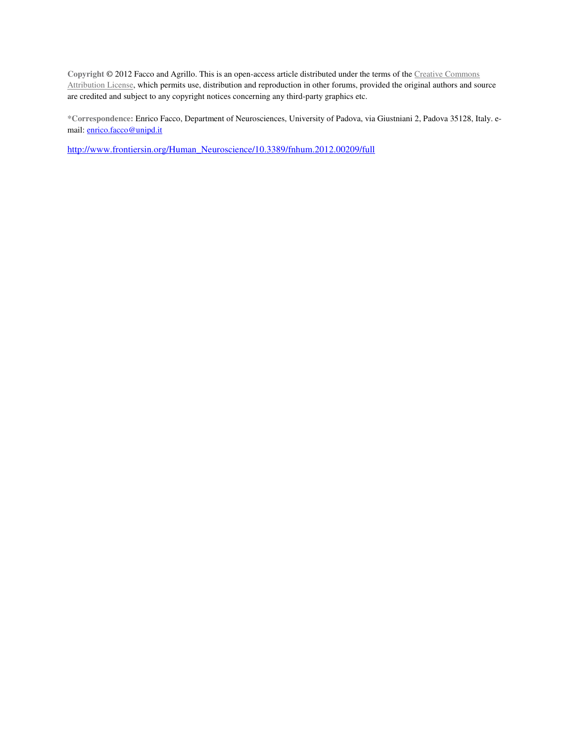**Copyright** © 2012 Facco and Agrillo. This is an open-access article distributed under the terms of the Creative Commons Attribution License, which permits use, distribution and reproduction in other forums, provided the original authors and source are credited and subject to any copyright notices concerning any third-party graphics etc.

***Correspondence:** Enrico Facco, Department of Neurosciences, University of Padova, via Giustniani 2, Padova 35128, Italy. e-mail: enrico.facco@unipd.it

http://www.frontiersin.org/Human_Neuroscience/10.3389/fnhum.2012.00209/full